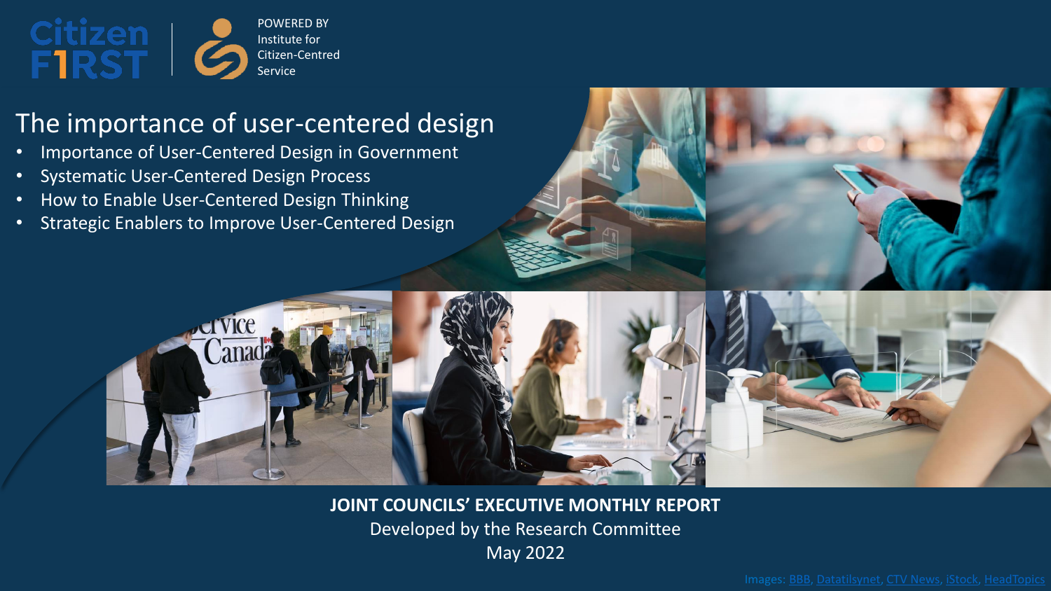Citizen F1RST

POWERED BY
Institute for
Citizen-Centred
Service

# The importance of user-centered design

- Importance of User-Centered Design in Government
- Systematic User-Centered Design Process
- How to Enable User-Centered Design Thinking
- Strategic Enablers to Improve User-Centered Design

**JOINT COUNCILS' EXECUTIVE MONTHLY REPORT**

Developed by the Research Committee

May 2022

Images: BBB, Datatilsynet, CTV News, iStock, HeadTopics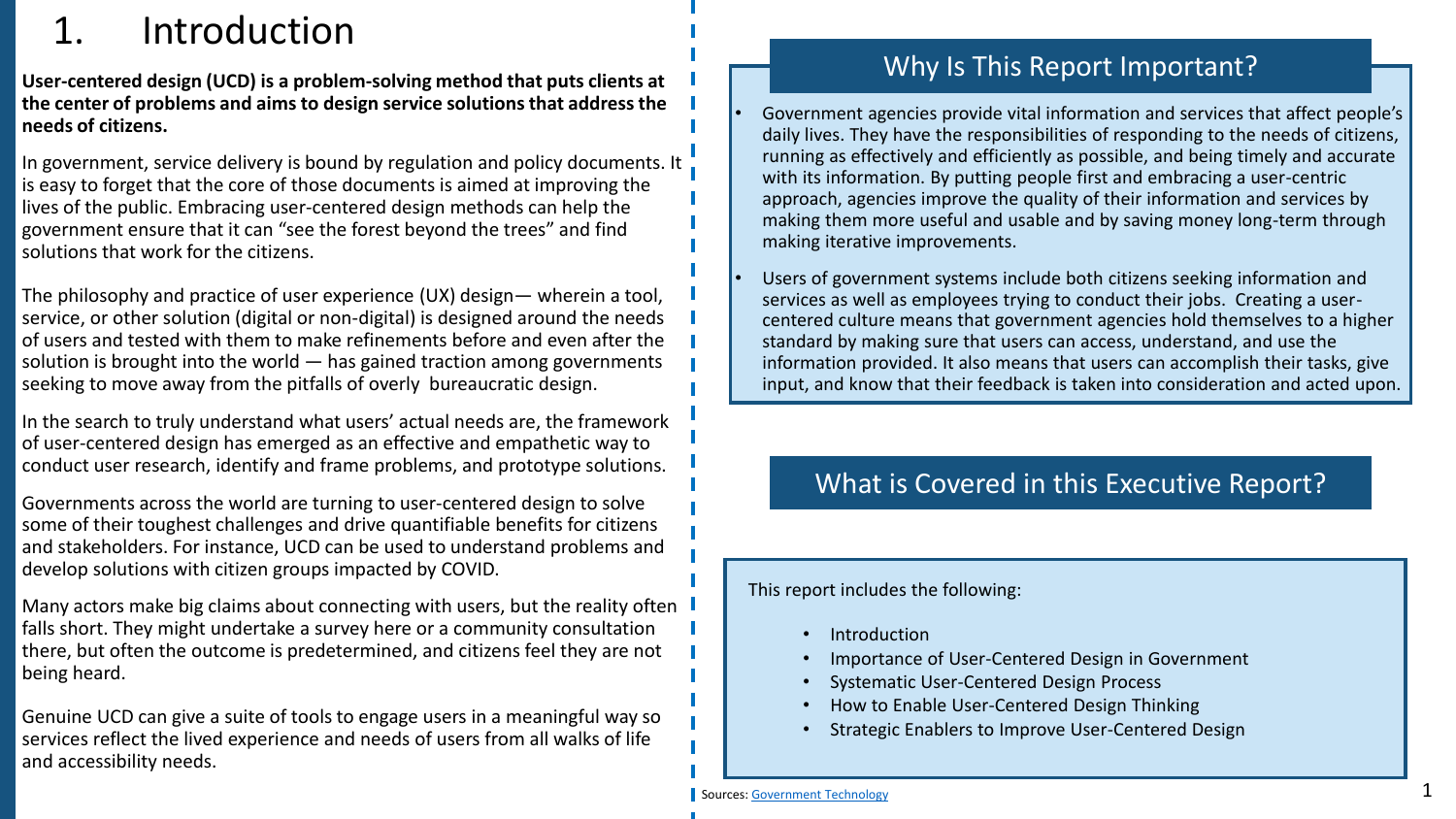# 1. Introduction

**User-centered design (UCD) is a problem-solving method that puts clients at the center of problems and aims to design service solutions that address the needs of citizens.**

In government, service delivery is bound by regulation and policy documents. It is easy to forget that the core of those documents is aimed at improving the lives of the public. Embracing user-centered design methods can help the government ensure that it can "see the forest beyond the trees" and find solutions that work for the citizens.

The philosophy and practice of user experience (UX) design— wherein a tool, service, or other solution (digital or non-digital) is designed around the needs of users and tested with them to make refinements before and even after the solution is brought into the world — has gained traction among governments seeking to move away from the pitfalls of overly bureaucratic design.

In the search to truly understand what users' actual needs are, the framework of user-centered design has emerged as an effective and empathetic way to conduct user research, identify and frame problems, and prototype solutions.

Governments across the world are turning to user-centered design to solve some of their toughest challenges and drive quantifiable benefits for citizens and stakeholders. For instance, UCD can be used to understand problems and develop solutions with citizen groups impacted by COVID.

Many actors make big claims about connecting with users, but the reality often falls short. They might undertake a survey here or a community consultation there, but often the outcome is predetermined, and citizens feel they are not being heard.

Genuine UCD can give a suite of tools to engage users in a meaningful way so services reflect the lived experience and needs of users from all walks of life and accessibility needs.

## Why Is This Report Important?

- Government agencies provide vital information and services that affect people's daily lives. They have the responsibilities of responding to the needs of citizens, running as effectively and efficiently as possible, and being timely and accurate with its information. By putting people first and embracing a user-centric approach, agencies improve the quality of their information and services by making them more useful and usable and by saving money long-term through making iterative improvements.
- Users of government systems include both citizens seeking information and services as well as employees trying to conduct their jobs. Creating a user-centered culture means that government agencies hold themselves to a higher standard by making sure that users can access, understand, and use the information provided. It also means that users can accomplish their tasks, give input, and know that their feedback is taken into consideration and acted upon.

## What is Covered in this Executive Report?

This report includes the following:

- Introduction
- Importance of User-Centered Design in Government
- Systematic User-Centered Design Process
- How to Enable User-Centered Design Thinking
- Strategic Enablers to Improve User-Centered Design

Sources: Government Technology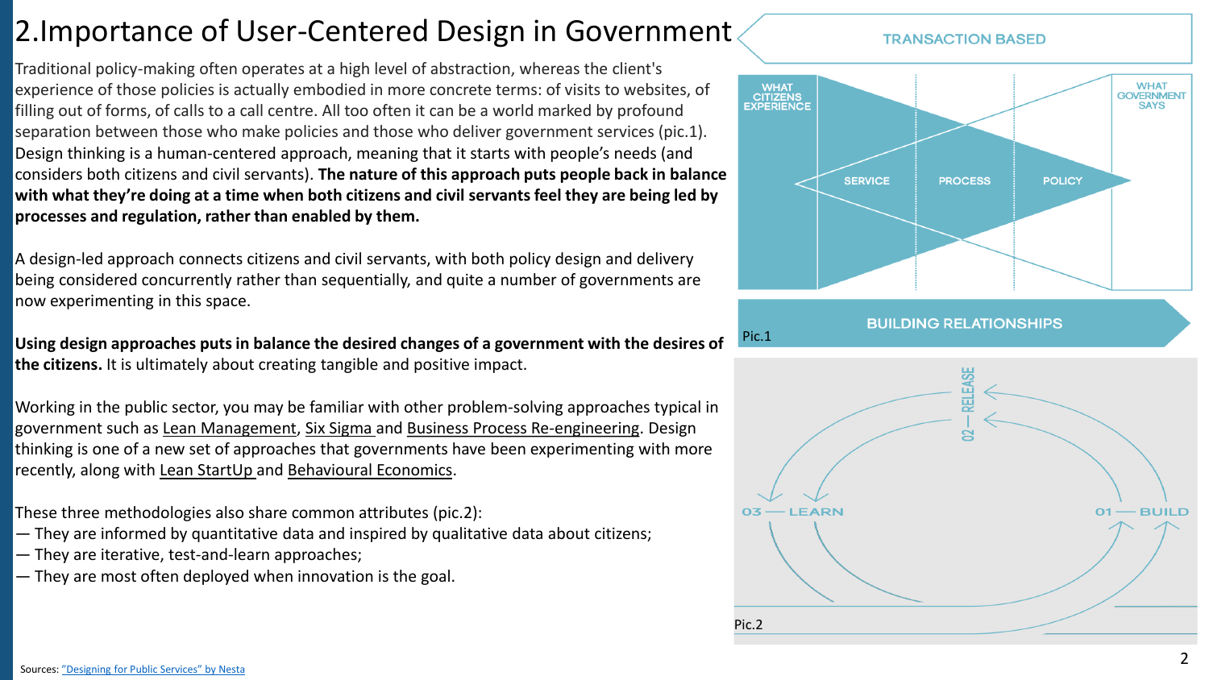# 2.Importance of User-Centered Design in Government

Traditional policy-making often operates at a high level of abstraction, whereas the client's experience of those policies is actually embodied in more concrete terms: of visits to websites, of filling out of forms, of calls to a call centre. All too often it can be a world marked by profound separation between those who make policies and those who deliver government services (pic.1). Design thinking is a human-centered approach, meaning that it starts with people's needs (and considers both citizens and civil servants). **The nature of this approach puts people back in balance with what they're doing at a time when both citizens and civil servants feel they are being led by processes and regulation, rather than enabled by them.**

A design-led approach connects citizens and civil servants, with both policy design and delivery being considered concurrently rather than sequentially, and quite a number of governments are now experimenting in this space.

**Using design approaches puts in balance the desired changes of a government with the desires of the citizens.** It is ultimately about creating tangible and positive impact.

Working in the public sector, you may be familiar with other problem-solving approaches typical in government such as Lean Management, Six Sigma and Business Process Re-engineering. Design thinking is one of a new set of approaches that governments have been experimenting with more recently, along with Lean StartUp and Behavioural Economics.

These three methodologies also share common attributes (pic.2):

— They are informed by quantitative data and inspired by qualitative data about citizens;
— They are iterative, test-and-learn approaches;
— They are most often deployed when innovation is the goal.

TRANSACTION BASED

WHAT CITIZENS EXPERIENCE | SERVICE | PROCESS | POLICY | WHAT GOVERNMENT SAYS

BUILDING RELATIONSHIPS

Pic.1

02 — RELEASE

03 — LEARN

01 — BUILD

Pic.2

Sources: "Designing for Public Services" by Nesta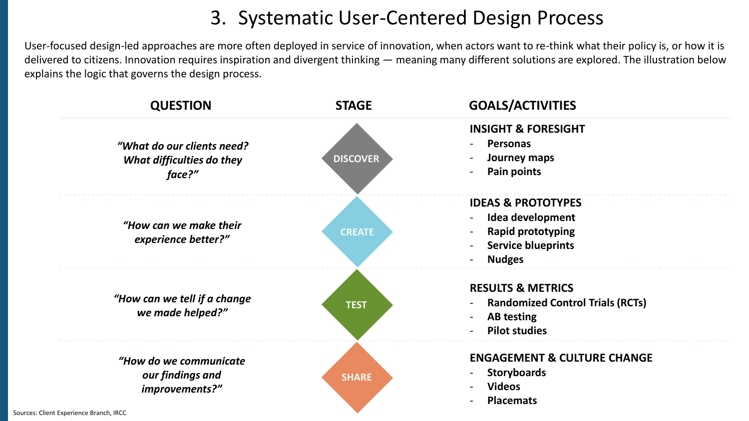# 3. Systematic User-Centered Design Process

User-focused design-led approaches are more often deployed in service of innovation, when actors want to re-think what their policy is, or how it is delivered to citizens. Innovation requires inspiration and divergent thinking — meaning many different solutions are explored. The illustration below explains the logic that governs the design process.

| QUESTION | STAGE | GOALS/ACTIVITIES |
| --- | --- | --- |
| *"What do our clients need? What difficulties do they face?"* | DISCOVER | **INSIGHT & FORESIGHT**<br>- **Personas**<br>- **Journey maps**<br>- **Pain points** |
| *"How can we make their experience better?"* | CREATE | **IDEAS & PROTOTYPES**<br>- **Idea development**<br>- **Rapid prototyping**<br>- **Service blueprints**<br>- **Nudges** |
| *"How can we tell if a change we made helped?"* | TEST | **RESULTS & METRICS**<br>- **Randomized Control Trials (RCTs)**<br>- **AB testing**<br>- **Pilot studies** |
| *"How do we communicate our findings and improvements?"* | SHARE | **ENGAGEMENT & CULTURE CHANGE**<br>- **Storyboards**<br>- **Videos**<br>- **Placemats** |

Sources: Client Experience Branch, IRCC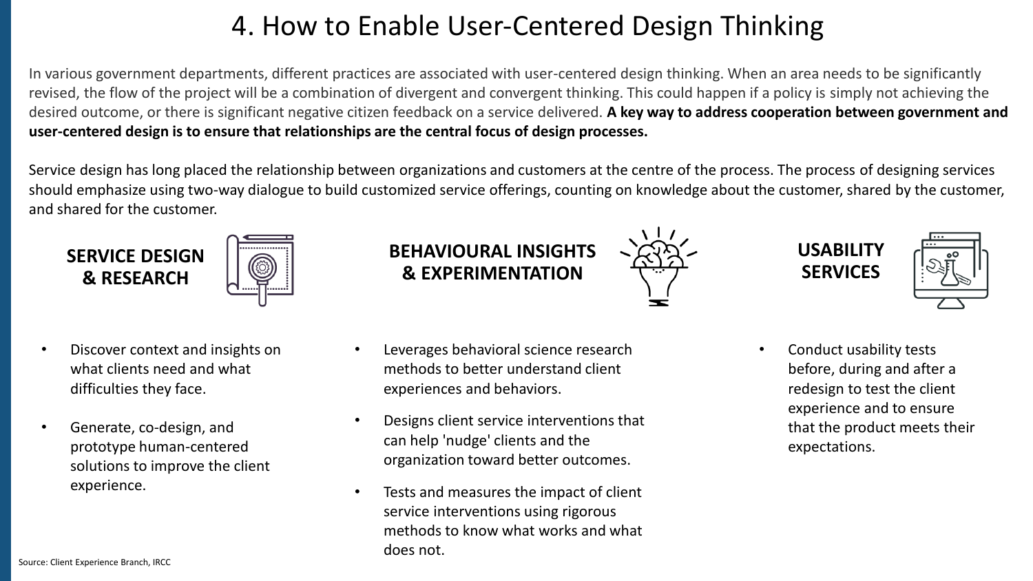# 4. How to Enable User-Centered Design Thinking

In various government departments, different practices are associated with user-centered design thinking. When an area needs to be significantly revised, the flow of the project will be a combination of divergent and convergent thinking. This could happen if a policy is simply not achieving the desired outcome, or there is significant negative citizen feedback on a service delivered. **A key way to address cooperation between government and user-centered design is to ensure that relationships are the central focus of design processes.**

Service design has long placed the relationship between organizations and customers at the centre of the process. The process of designing services should emphasize using two-way dialogue to build customized service offerings, counting on knowledge about the customer, shared by the customer, and shared for the customer.

### SERVICE DESIGN & RESEARCH

- Discover context and insights on what clients need and what difficulties they face.
- Generate, co-design, and prototype human-centered solutions to improve the client experience.

### BEHAVIOURAL INSIGHTS & EXPERIMENTATION

- Leverages behavioral science research methods to better understand client experiences and behaviors.
- Designs client service interventions that can help 'nudge' clients and the organization toward better outcomes.
- Tests and measures the impact of client service interventions using rigorous methods to know what works and what does not.

### USABILITY SERVICES

- Conduct usability tests before, during and after a redesign to test the client experience and to ensure that the product meets their expectations.

Source: Client Experience Branch, IRCC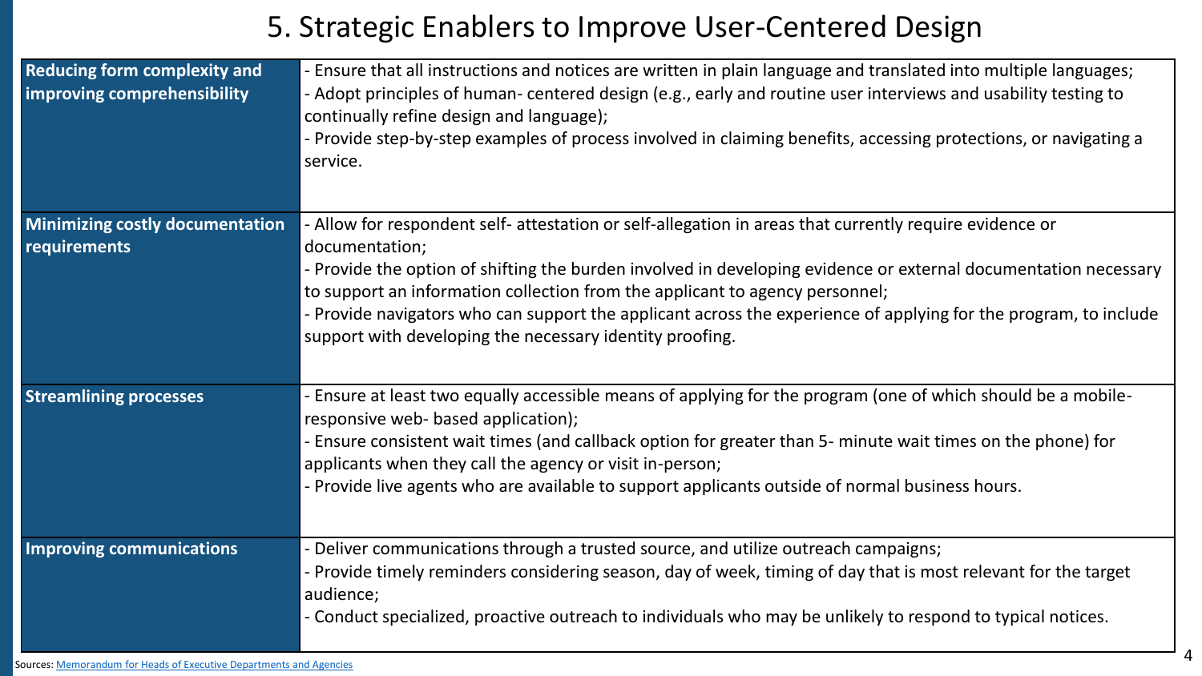# 5. Strategic Enablers to Improve User-Centered Design

| | |
|---|---|
| **Reducing form complexity and improving comprehensibility** | - Ensure that all instructions and notices are written in plain language and translated into multiple languages;<br>- Adopt principles of human- centered design (e.g., early and routine user interviews and usability testing to continually refine design and language);<br>- Provide step-by-step examples of process involved in claiming benefits, accessing protections, or navigating a service. |
| **Minimizing costly documentation requirements** | - Allow for respondent self- attestation or self-allegation in areas that currently require evidence or documentation;<br>- Provide the option of shifting the burden involved in developing evidence or external documentation necessary to support an information collection from the applicant to agency personnel;<br>- Provide navigators who can support the applicant across the experience of applying for the program, to include support with developing the necessary identity proofing. |
| **Streamlining processes** | - Ensure at least two equally accessible means of applying for the program (one of which should be a mobile-responsive web- based application);<br>- Ensure consistent wait times (and callback option for greater than 5- minute wait times on the phone) for applicants when they call the agency or visit in-person;<br>- Provide live agents who are available to support applicants outside of normal business hours. |
| **Improving communications** | - Deliver communications through a trusted source, and utilize outreach campaigns;<br>- Provide timely reminders considering season, day of week, timing of day that is most relevant for the target audience;<br>- Conduct specialized, proactive outreach to individuals who may be unlikely to respond to typical notices. |

Sources: Memorandum for Heads of Executive Departments and Agencies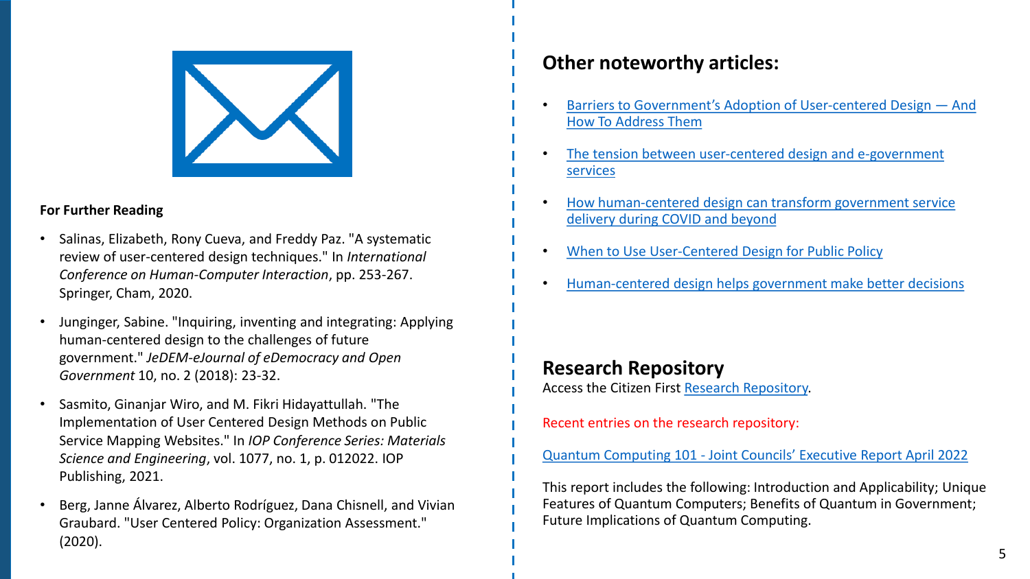**For Further Reading**

- Salinas, Elizabeth, Rony Cueva, and Freddy Paz. "A systematic review of user-centered design techniques." In *International Conference on Human-Computer Interaction*, pp. 253-267. Springer, Cham, 2020.
- Junginger, Sabine. "Inquiring, inventing and integrating: Applying human-centered design to the challenges of future government." *JeDEM-eJournal of eDemocracy and Open Government* 10, no. 2 (2018): 23-32.
- Sasmito, Ginanjar Wiro, and M. Fikri Hidayattullah. "The Implementation of User Centered Design Methods on Public Service Mapping Websites." In *IOP Conference Series: Materials Science and Engineering*, vol. 1077, no. 1, p. 012022. IOP Publishing, 2021.
- Berg, Janne Álvarez, Alberto Rodríguez, Dana Chisnell, and Vivian Graubard. "User Centered Policy: Organization Assessment." (2020).

## Other noteworthy articles:

- Barriers to Government's Adoption of User-centered Design — And How To Address Them
- The tension between user-centered design and e-government services
- How human-centered design can transform government service delivery during COVID and beyond
- When to Use User-Centered Design for Public Policy
- Human-centered design helps government make better decisions

## Research Repository

Access the Citizen First Research Repository.

Recent entries on the research repository:

Quantum Computing 101 - Joint Councils' Executive Report April 2022

This report includes the following: Introduction and Applicability; Unique Features of Quantum Computers; Benefits of Quantum in Government; Future Implications of Quantum Computing.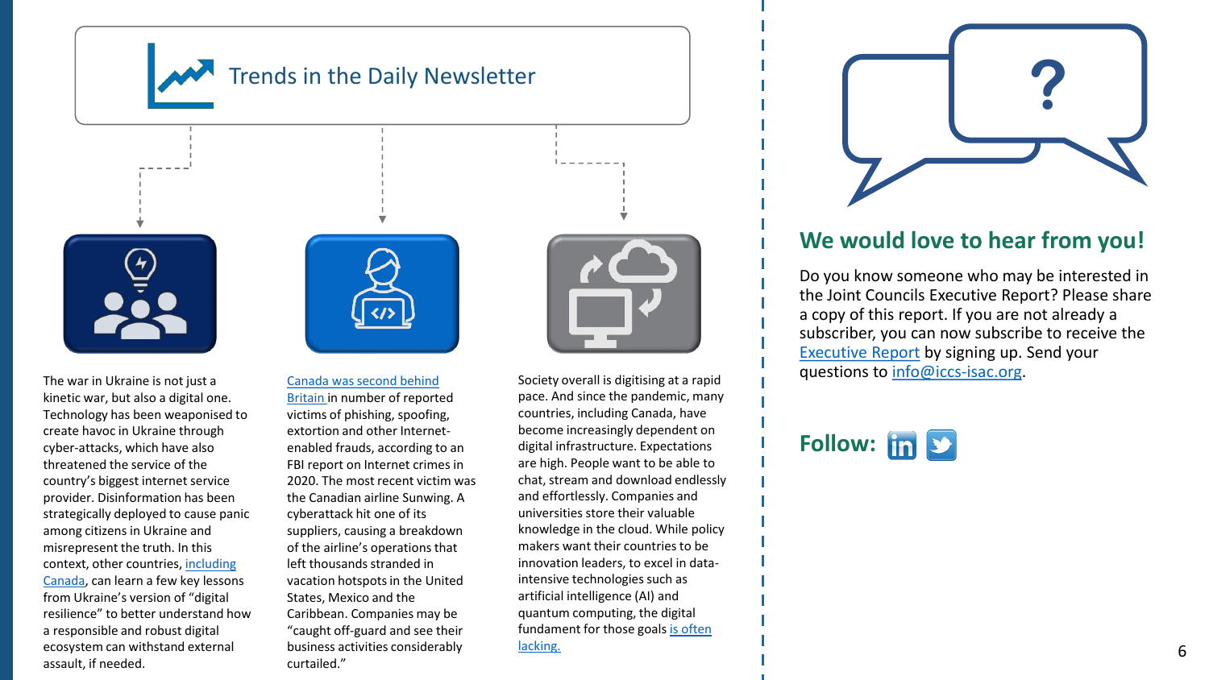## Trends in the Daily Newsletter

The war in Ukraine is not just a kinetic war, but also a digital one. Technology has been weaponised to create havoc in Ukraine through cyber-attacks, which have also threatened the service of the country's biggest internet service provider. Disinformation has been strategically deployed to cause panic among citizens in Ukraine and misrepresent the truth. In this context, other countries, including Canada, can learn a few key lessons from Ukraine's version of "digital resilience" to better understand how a responsible and robust digital ecosystem can withstand external assault, if needed.

Canada was second behind Britain in number of reported victims of phishing, spoofing, extortion and other Internet-enabled frauds, according to an FBI report on Internet crimes in 2020. The most recent victim was the Canadian airline Sunwing. A cyberattack hit one of its suppliers, causing a breakdown of the airline's operations that left thousands stranded in vacation hotspots in the United States, Mexico and the Caribbean. Companies may be "caught off-guard and see their business activities considerably curtailed."

Society overall is digitising at a rapid pace. And since the pandemic, many countries, including Canada, have become increasingly dependent on digital infrastructure. Expectations are high. People want to be able to chat, stream and download endlessly and effortlessly. Companies and universities store their valuable knowledge in the cloud. While policy makers want their countries to be innovation leaders, to excel in data-intensive technologies such as artificial intelligence (AI) and quantum computing, the digital fundament for those goals is often lacking.

## We would love to hear from you!

Do you know someone who may be interested in the Joint Councils Executive Report? Please share a copy of this report. If you are not already a subscriber, you can now subscribe to receive the Executive Report by signing up. Send your questions to info@iccs-isac.org.

**Follow:**